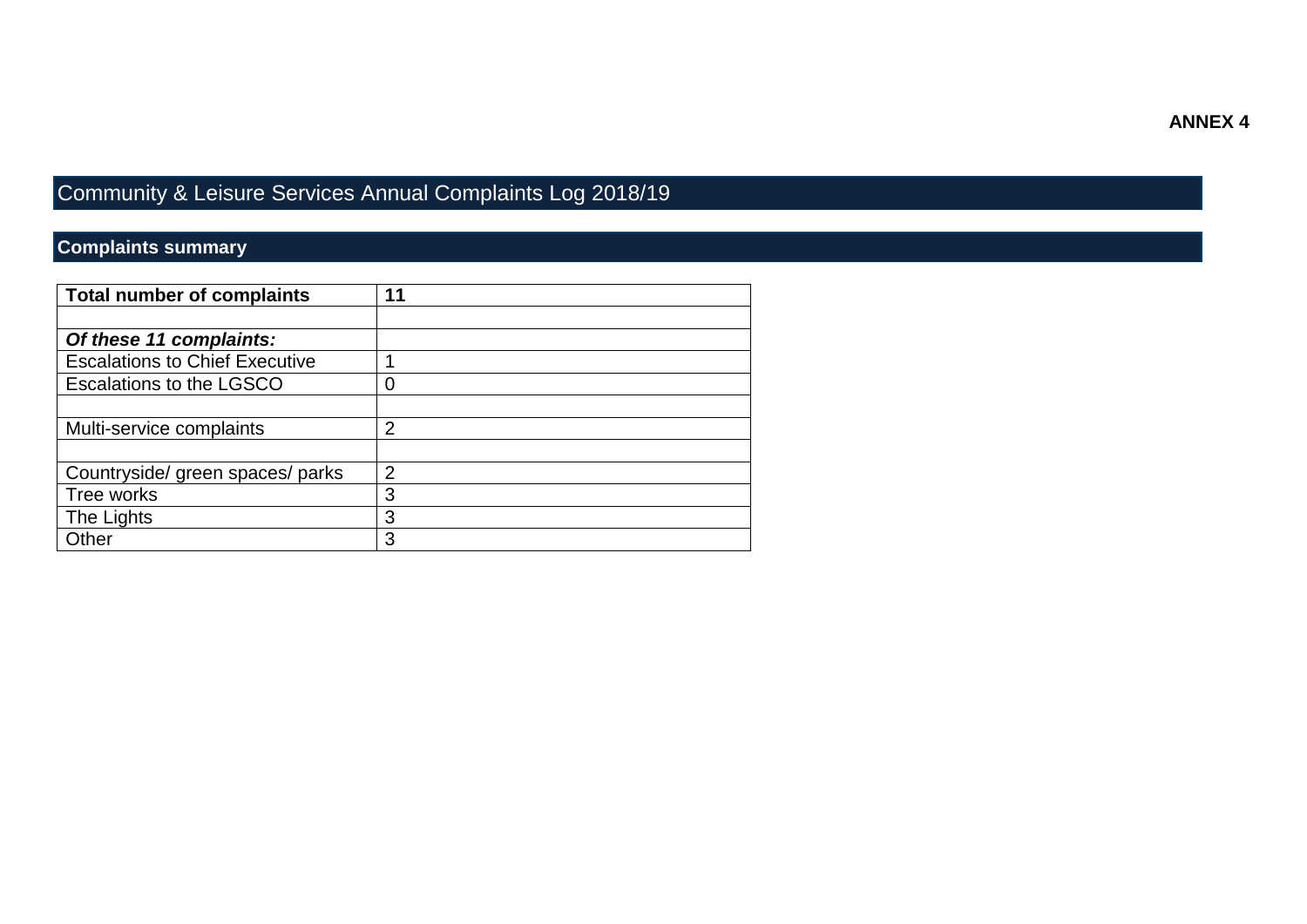**ANNEX 4**

# Community & Leisure Services Annual Complaints Log 2018/19

## Complaints summary

| **Total number of complaints** | **11** |
|---|---|
| | |
| ***Of these 11 complaints:*** | |
| Escalations to Chief Executive | 1 |
| Escalations to the LGSCO | 0 |
| | |
| Multi-service complaints | 2 |
| | |
| Countryside/ green spaces/ parks | 2 |
| Tree works | 3 |
| The Lights | 3 |
| Other | 3 |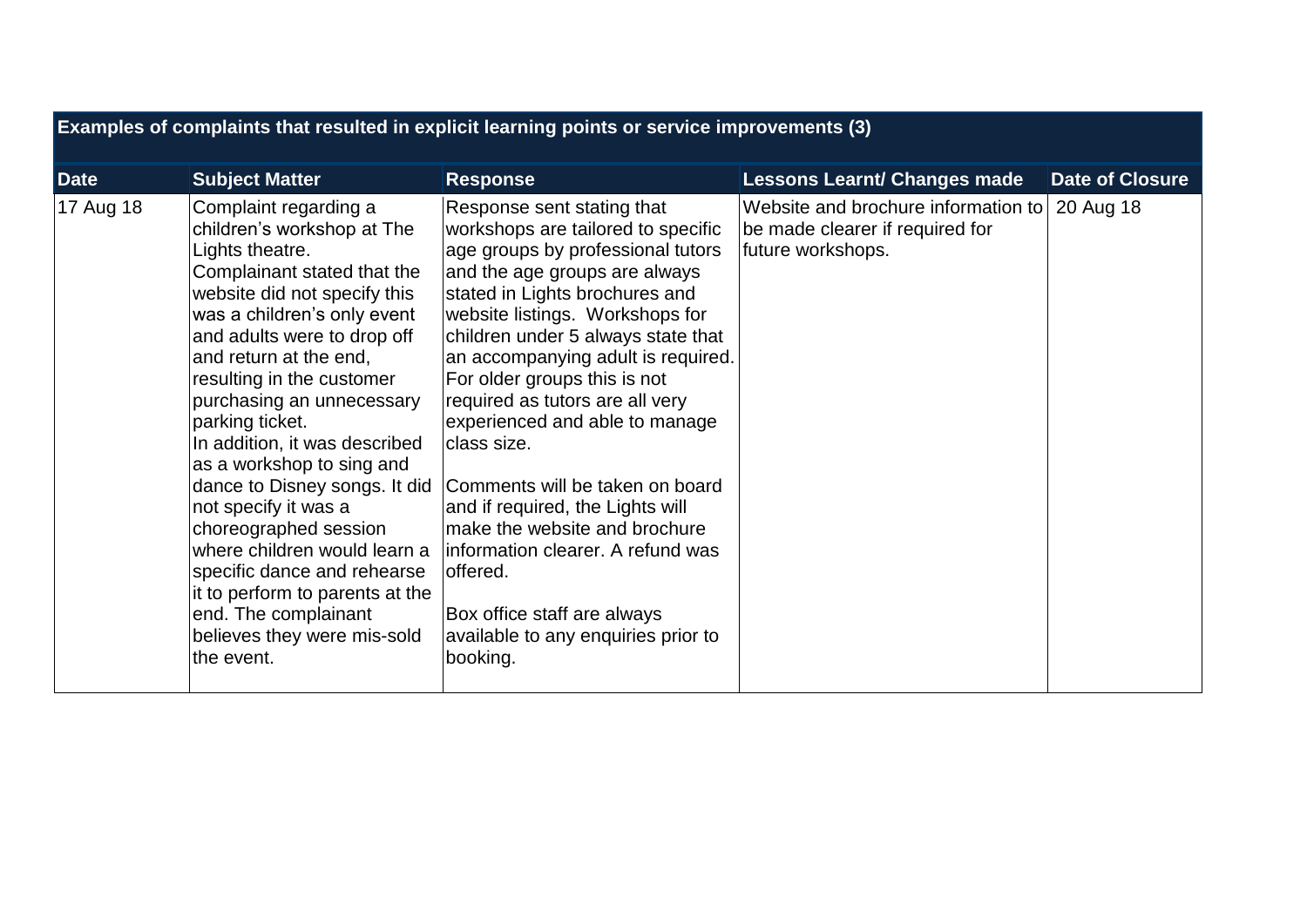| Examples of complaints that resulted in explicit learning points or service improvements (3) | | | | |
|---|---|---|---|---|
| **Date** | **Subject Matter** | **Response** | **Lessons Learnt/ Changes made** | **Date of Closure** |
| 17 Aug 18 | Complaint regarding a children's workshop at The Lights theatre.<br>Complainant stated that the website did not specify this was a children's only event and adults were to drop off and return at the end, resulting in the customer purchasing an unnecessary parking ticket.<br>In addition, it was described as a workshop to sing and dance to Disney songs. It did not specify it was a choreographed session where children would learn a specific dance and rehearse it to perform to parents at the end. The complainant believes they were mis-sold the event. | Response sent stating that workshops are tailored to specific age groups by professional tutors and the age groups are always stated in Lights brochures and website listings. Workshops for children under 5 always state that an accompanying adult is required. For older groups this is not required as tutors are all very experienced and able to manage class size.<br><br>Comments will be taken on board and if required, the Lights will make the website and brochure information clearer. A refund was offered.<br><br>Box office staff are always available to any enquiries prior to booking. | Website and brochure information to be made clearer if required for future workshops. | 20 Aug 18 |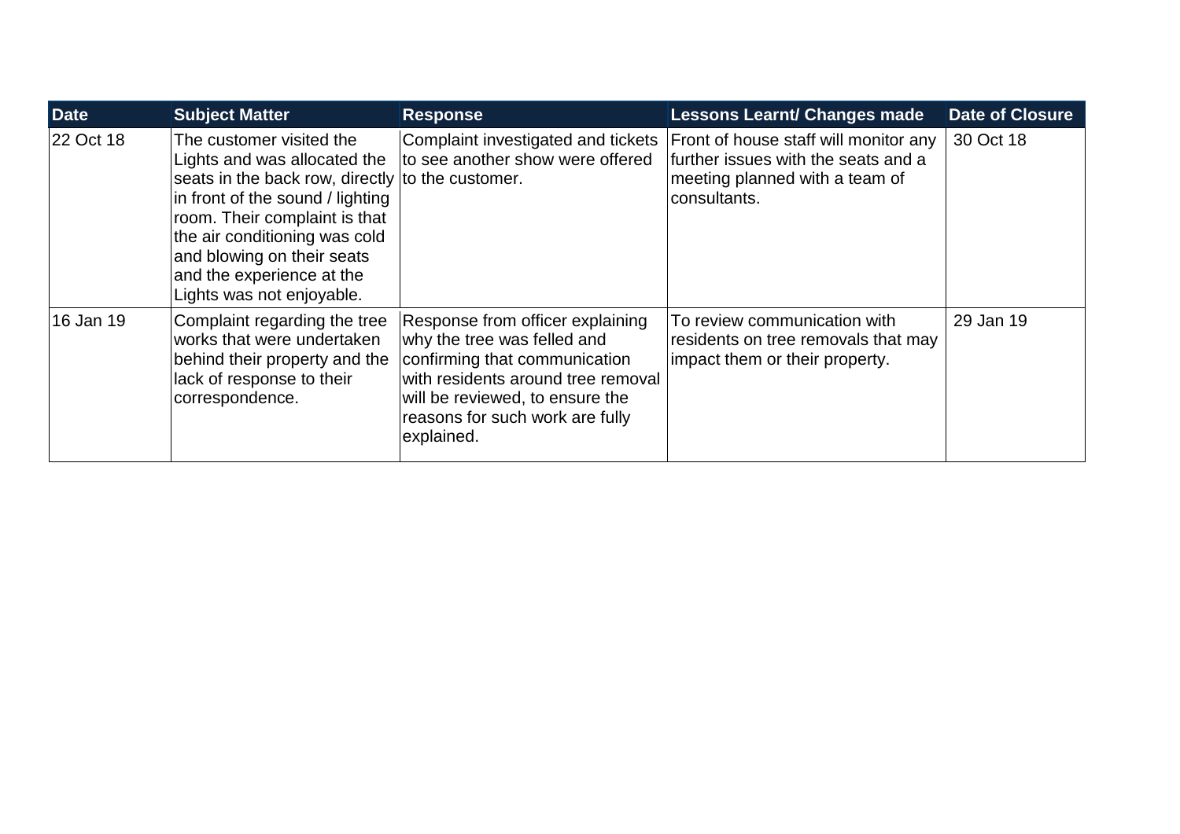| Date | Subject Matter | Response | Lessons Learnt/ Changes made | Date of Closure |
| --- | --- | --- | --- | --- |
| 22 Oct 18 | The customer visited the Lights and was allocated the seats in the back row, directly in front of the sound / lighting room. Their complaint is that the air conditioning was cold and blowing on their seats and the experience at the Lights was not enjoyable. | Complaint investigated and tickets to see another show were offered to the customer. | Front of house staff will monitor any further issues with the seats and a meeting planned with a team of consultants. | 30 Oct 18 |
| 16 Jan 19 | Complaint regarding the tree works that were undertaken behind their property and the lack of response to their correspondence. | Response from officer explaining why the tree was felled and confirming that communication with residents around tree removal will be reviewed, to ensure the reasons for such work are fully explained. | To review communication with residents on tree removals that may impact them or their property. | 29 Jan 19 |